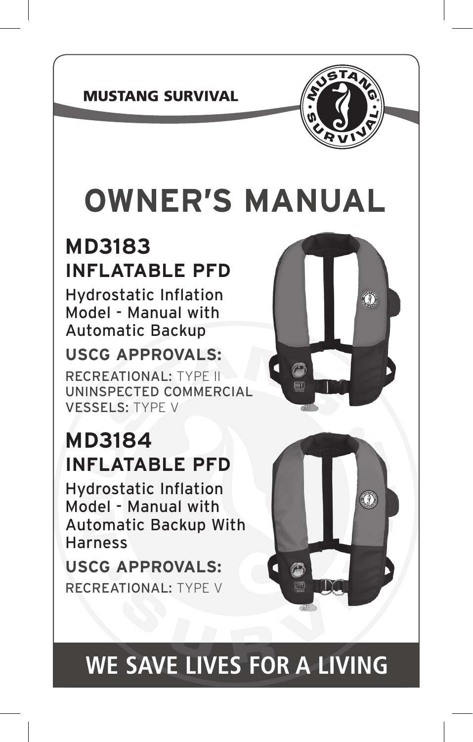MUSTANG SURVIVAL

# OWNER'S MANUAL

## MD3183
## INFLATABLE PFD

Hydrostatic Inflation Model - Manual with Automatic Backup

**USCG APPROVALS:**

RECREATIONAL: TYPE II
UNINSPECTED COMMERCIAL VESSELS: TYPE V

## MD3184
## INFLATABLE PFD

Hydrostatic Inflation Model - Manual with Automatic Backup With Harness

**USCG APPROVALS:**

RECREATIONAL: TYPE V

**WE SAVE LIVES FOR A LIVING**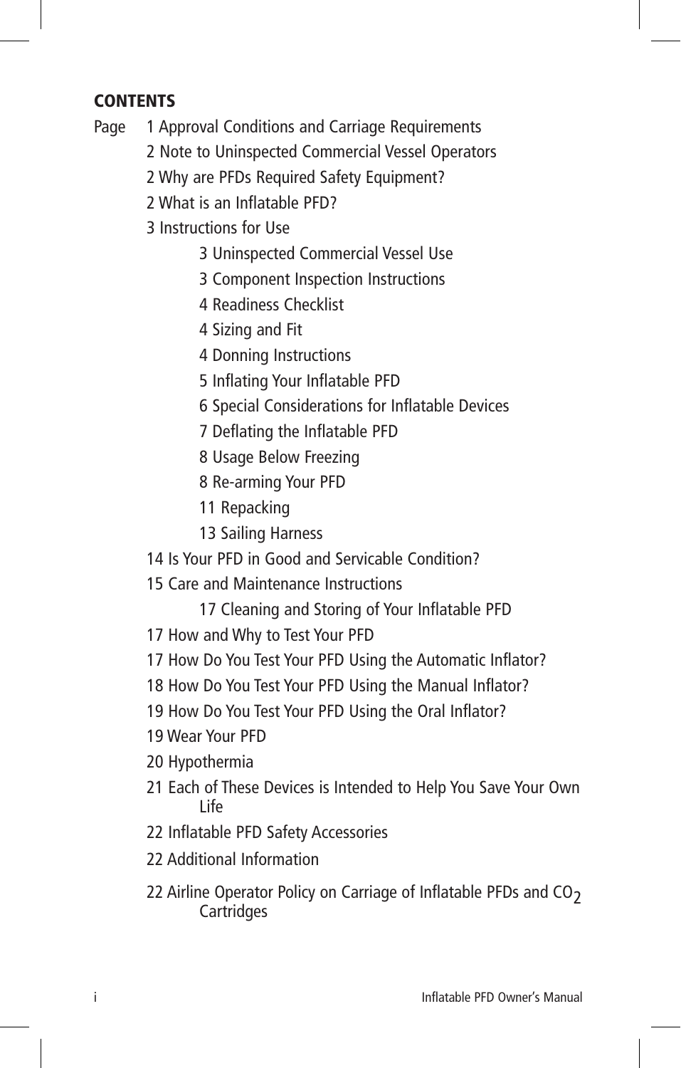**CONTENTS**

Page

- 1 Approval Conditions and Carriage Requirements
- 2 Note to Uninspected Commercial Vessel Operators
- 2 Why are PFDs Required Safety Equipment?
- 2 What is an Inflatable PFD?
- 3 Instructions for Use
  - 3 Uninspected Commercial Vessel Use
  - 3 Component Inspection Instructions
  - 4 Readiness Checklist
  - 4 Sizing and Fit
  - 4 Donning Instructions
  - 5 Inflating Your Inflatable PFD
  - 6 Special Considerations for Inflatable Devices
  - 7 Deflating the Inflatable PFD
  - 8 Usage Below Freezing
  - 8 Re-arming Your PFD
  - 11 Repacking
  - 13 Sailing Harness
- 14 Is Your PFD in Good and Servicable Condition?
- 15 Care and Maintenance Instructions
  - 17 Cleaning and Storing of Your Inflatable PFD
- 17 How and Why to Test Your PFD
- 17 How Do You Test Your PFD Using the Automatic Inflator?
- 18 How Do You Test Your PFD Using the Manual Inflator?
- 19 How Do You Test Your PFD Using the Oral Inflator?
- 19 Wear Your PFD
- 20 Hypothermia
- 21 Each of These Devices is Intended to Help You Save Your Own Life
- 22 Inflatable PFD Safety Accessories
- 22 Additional Information
- 22 Airline Operator Policy on Carriage of Inflatable PFDs and $CO_2$ Cartridges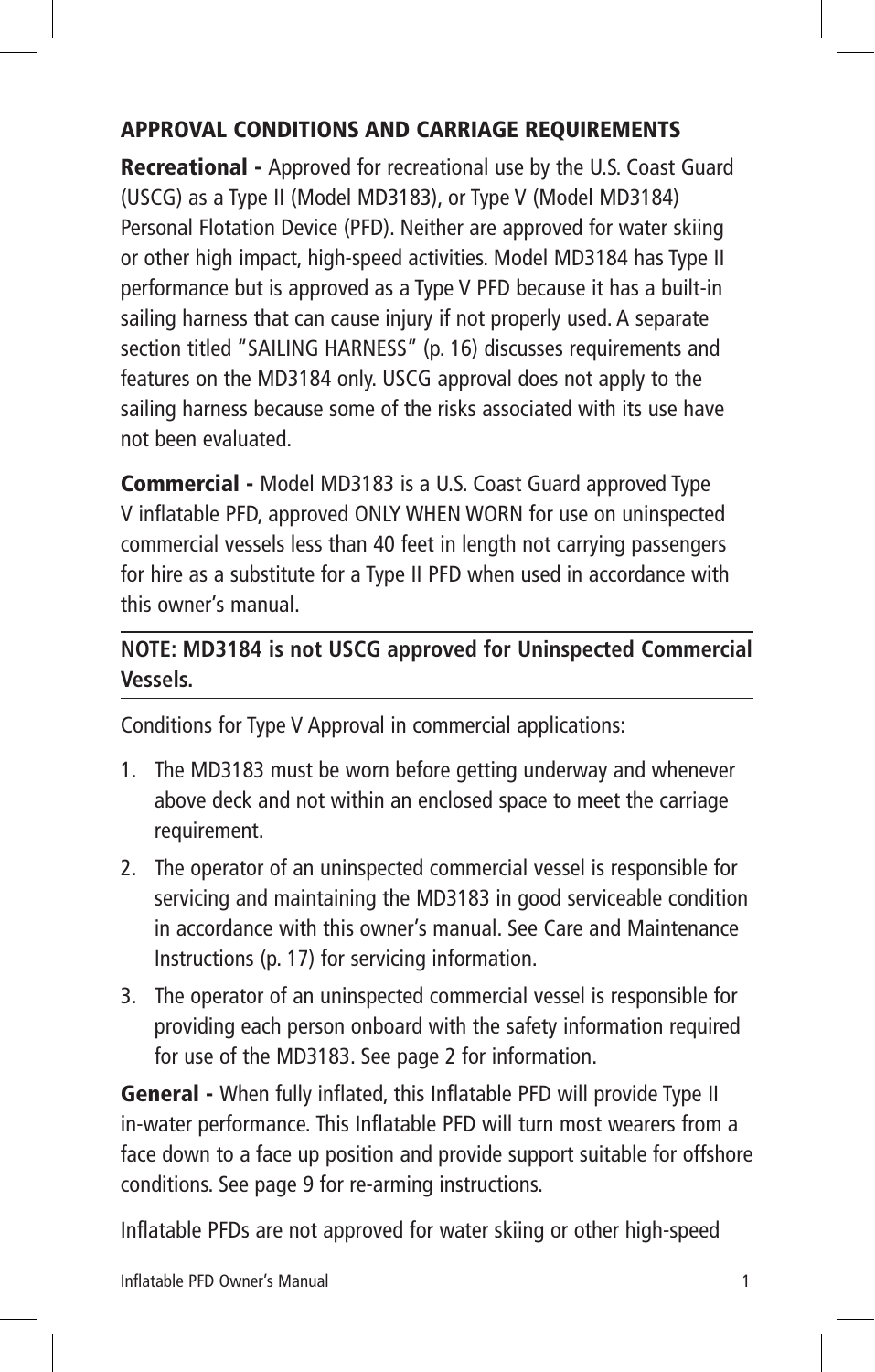## APPROVAL CONDITIONS AND CARRIAGE REQUIREMENTS

**Recreational -** Approved for recreational use by the U.S. Coast Guard (USCG) as a Type II (Model MD3183), or Type V (Model MD3184) Personal Flotation Device (PFD). Neither are approved for water skiing or other high impact, high-speed activities. Model MD3184 has Type II performance but is approved as a Type V PFD because it has a built-in sailing harness that can cause injury if not properly used. A separate section titled "SAILING HARNESS" (p. 16) discusses requirements and features on the MD3184 only. USCG approval does not apply to the sailing harness because some of the risks associated with its use have not been evaluated.

**Commercial -** Model MD3183 is a U.S. Coast Guard approved Type V inflatable PFD, approved ONLY WHEN WORN for use on uninspected commercial vessels less than 40 feet in length not carrying passengers for hire as a substitute for a Type II PFD when used in accordance with this owner's manual.

---

**NOTE: MD3184 is not USCG approved for Uninspected Commercial Vessels.**

---

Conditions for Type V Approval in commercial applications:

1. The MD3183 must be worn before getting underway and whenever above deck and not within an enclosed space to meet the carriage requirement.
2. The operator of an uninspected commercial vessel is responsible for servicing and maintaining the MD3183 in good serviceable condition in accordance with this owner's manual. See Care and Maintenance Instructions (p. 17) for servicing information.
3. The operator of an uninspected commercial vessel is responsible for providing each person onboard with the safety information required for use of the MD3183. See page 2 for information.

**General -** When fully inflated, this Inflatable PFD will provide Type II in-water performance. This Inflatable PFD will turn most wearers from a face down to a face up position and provide support suitable for offshore conditions. See page 9 for re-arming instructions.

Inflatable PFDs are not approved for water skiing or other high-speed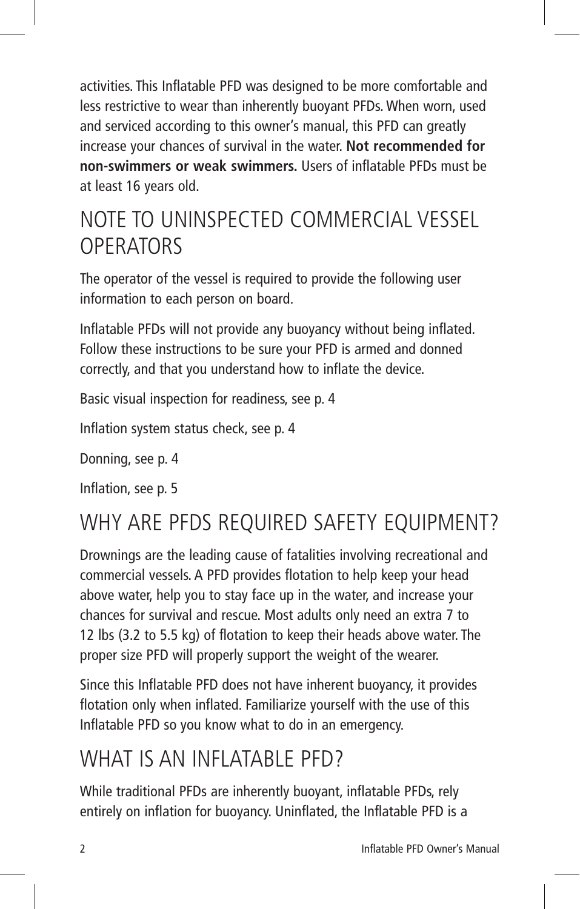activities. This Inflatable PFD was designed to be more comfortable and less restrictive to wear than inherently buoyant PFDs. When worn, used and serviced according to this owner's manual, this PFD can greatly increase your chances of survival in the water. **Not recommended for non-swimmers or weak swimmers.** Users of inflatable PFDs must be at least 16 years old.

## NOTE TO UNINSPECTED COMMERCIAL VESSEL OPERATORS

The operator of the vessel is required to provide the following user information to each person on board.

Inflatable PFDs will not provide any buoyancy without being inflated. Follow these instructions to be sure your PFD is armed and donned correctly, and that you understand how to inflate the device.

Basic visual inspection for readiness, see p. 4

Inflation system status check, see p. 4

Donning, see p. 4

Inflation, see p. 5

## WHY ARE PFDS REQUIRED SAFETY EQUIPMENT?

Drownings are the leading cause of fatalities involving recreational and commercial vessels. A PFD provides flotation to help keep your head above water, help you to stay face up in the water, and increase your chances for survival and rescue. Most adults only need an extra 7 to 12 lbs (3.2 to 5.5 kg) of flotation to keep their heads above water. The proper size PFD will properly support the weight of the wearer.

Since this Inflatable PFD does not have inherent buoyancy, it provides flotation only when inflated. Familiarize yourself with the use of this Inflatable PFD so you know what to do in an emergency.

## WHAT IS AN INFLATABLE PFD?

While traditional PFDs are inherently buoyant, inflatable PFDs, rely entirely on inflation for buoyancy. Uninflated, the Inflatable PFD is a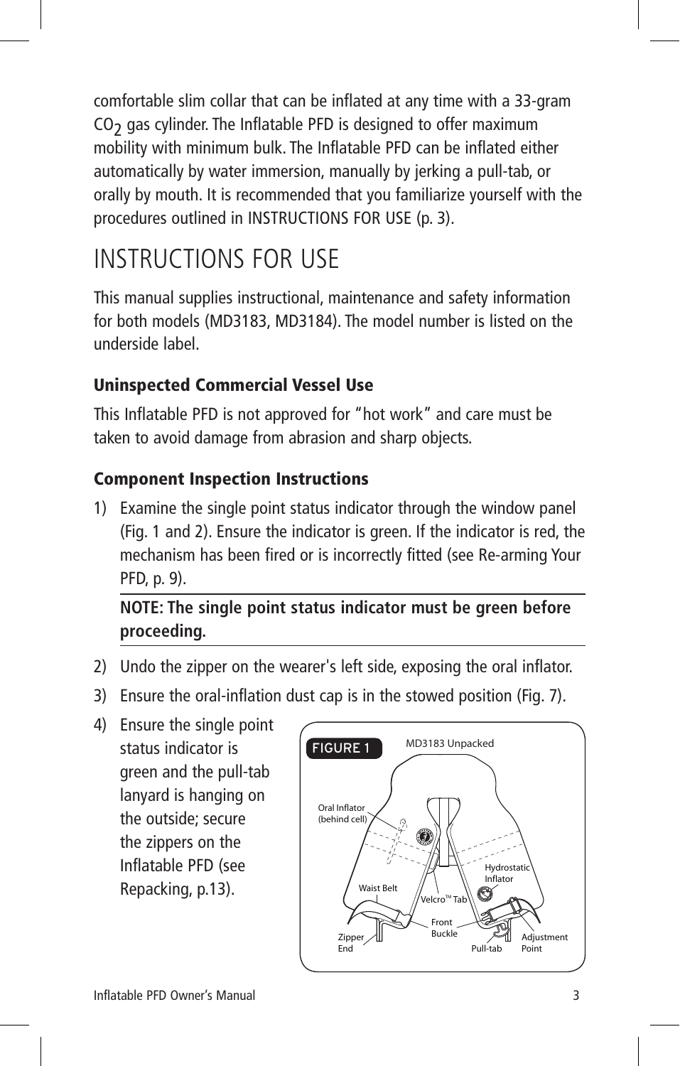comfortable slim collar that can be inflated at any time with a 33-gram $CO_2$ gas cylinder. The Inflatable PFD is designed to offer maximum mobility with minimum bulk. The Inflatable PFD can be inflated either automatically by water immersion, manually by jerking a pull-tab, or orally by mouth. It is recommended that you familiarize yourself with the procedures outlined in INSTRUCTIONS FOR USE (p. 3).

# INSTRUCTIONS FOR USE

This manual supplies instructional, maintenance and safety information for both models (MD3183, MD3184). The model number is listed on the underside label.

### Uninspected Commercial Vessel Use

This Inflatable PFD is not approved for "hot work" and care must be taken to avoid damage from abrasion and sharp objects.

### Component Inspection Instructions

1) Examine the single point status indicator through the window panel (Fig. 1 and 2). Ensure the indicator is green. If the indicator is red, the mechanism has been fired or is incorrectly fitted (see Re-arming Your PFD, p. 9).

   **NOTE: The single point status indicator must be green before proceeding.**

2) Undo the zipper on the wearer's left side, exposing the oral inflator.
3) Ensure the oral-inflation dust cap is in the stowed position (Fig. 7).
4) Ensure the single point status indicator is green and the pull-tab lanyard is hanging on the outside; secure the zippers on the Inflatable PFD (see Repacking, p.13).

FIGURE 1 MD3183 Unpacked

Oral Inflator (behind cell), Waist Belt, Zipper End, Velcro™ Tab, Front Buckle, Hydrostatic Inflator, Pull-tab, Adjustment Point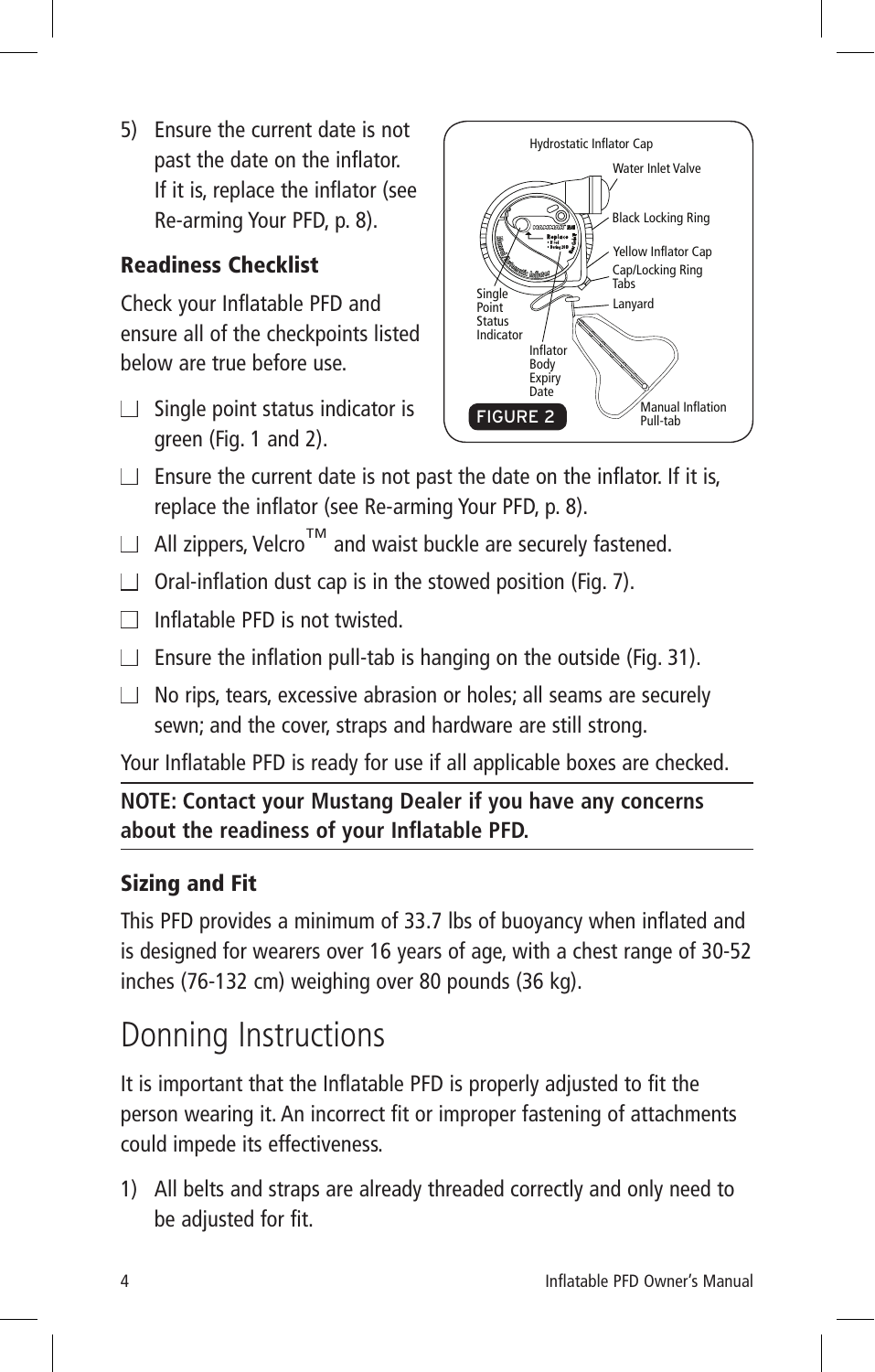5) Ensure the current date is not past the date on the inflator. If it is, replace the inflator (see Re-arming Your PFD, p. 8).

### Readiness Checklist

Check your Inflatable PFD and ensure all of the checkpoints listed below are true before use.

Hydrostatic Inflator Cap
Water Inlet Valve
Black Locking Ring
Yellow Inflator Cap
Cap/Locking Ring Tabs
Lanyard
Single Point Status Indicator
Inflator Body Expiry Date
Manual Inflation Pull-tab

FIGURE 2

- ☐ Single point status indicator is green (Fig. 1 and 2).
- ☐ Ensure the current date is not past the date on the inflator. If it is, replace the inflator (see Re-arming Your PFD, p. 8).
- ☐ All zippers, Velcro™ and waist buckle are securely fastened.
- ☐ Oral-inflation dust cap is in the stowed position (Fig. 7).
- ☐ Inflatable PFD is not twisted.
- ☐ Ensure the inflation pull-tab is hanging on the outside (Fig. 31).
- ☐ No rips, tears, excessive abrasion or holes; all seams are securely sewn; and the cover, straps and hardware are still strong.

Your Inflatable PFD is ready for use if all applicable boxes are checked.

**NOTE: Contact your Mustang Dealer if you have any concerns about the readiness of your Inflatable PFD.**

### Sizing and Fit

This PFD provides a minimum of 33.7 lbs of buoyancy when inflated and is designed for wearers over 16 years of age, with a chest range of 30-52 inches (76-132 cm) weighing over 80 pounds (36 kg).

# Donning Instructions

It is important that the Inflatable PFD is properly adjusted to fit the person wearing it. An incorrect fit or improper fastening of attachments could impede its effectiveness.

1) All belts and straps are already threaded correctly and only need to be adjusted for fit.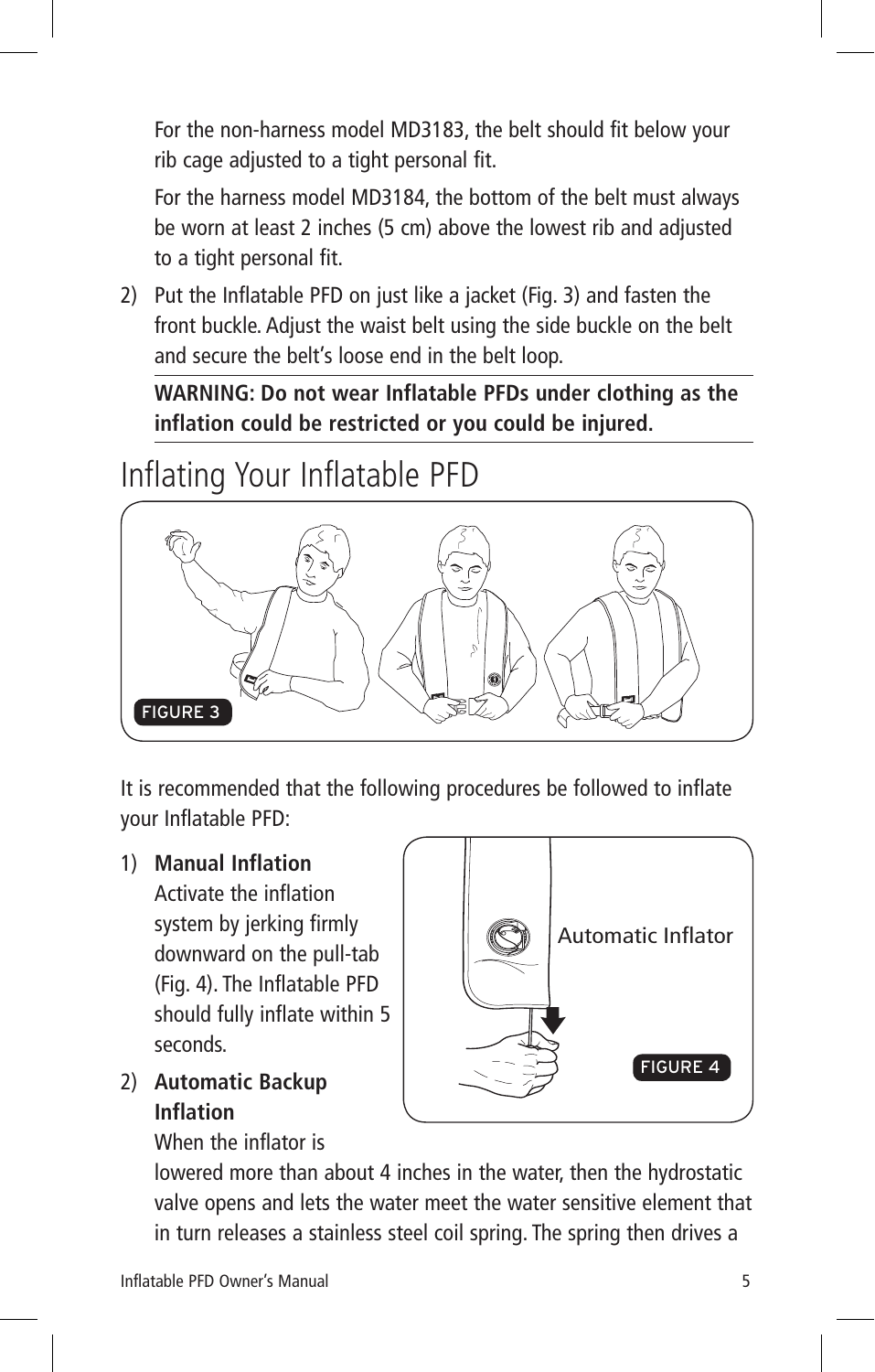For the non-harness model MD3183, the belt should fit below your rib cage adjusted to a tight personal fit.

For the harness model MD3184, the bottom of the belt must always be worn at least 2 inches (5 cm) above the lowest rib and adjusted to a tight personal fit.

2) Put the Inflatable PFD on just like a jacket (Fig. 3) and fasten the front buckle. Adjust the waist belt using the side buckle on the belt and secure the belt's loose end in the belt loop.

**WARNING: Do not wear Inflatable PFDs under clothing as the inflation could be restricted or you could be injured.**

# Inflating Your Inflatable PFD

FIGURE 3

It is recommended that the following procedures be followed to inflate your Inflatable PFD:

1) **Manual Inflation**
   Activate the inflation system by jerking firmly downward on the pull-tab (Fig. 4). The Inflatable PFD should fully inflate within 5 seconds.

Automatic Inflator

FIGURE 4

2) **Automatic Backup Inflation**
   When the inflator is lowered more than about 4 inches in the water, then the hydrostatic valve opens and lets the water meet the water sensitive element that in turn releases a stainless steel coil spring. The spring then drives a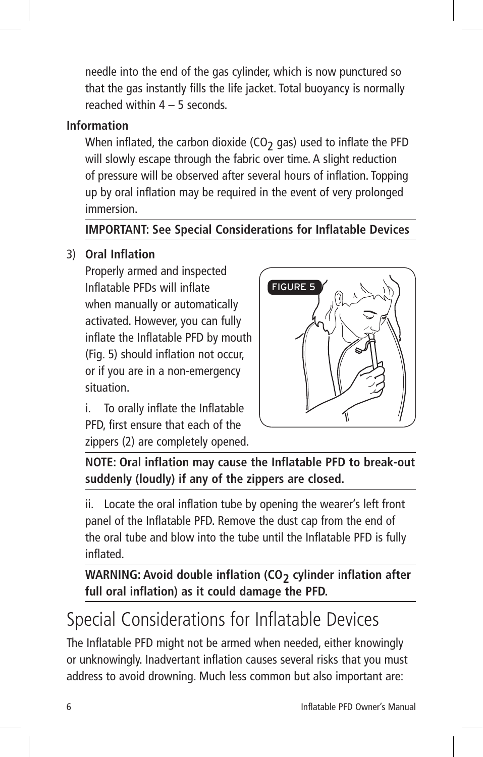needle into the end of the gas cylinder, which is now punctured so that the gas instantly fills the life jacket. Total buoyancy is normally reached within 4 – 5 seconds.

**Information**

When inflated, the carbon dioxide ($CO_2$ gas) used to inflate the PFD will slowly escape through the fabric over time. A slight reduction of pressure will be observed after several hours of inflation. Topping up by oral inflation may be required in the event of very prolonged immersion.

**IMPORTANT: See Special Considerations for Inflatable Devices**

3) **Oral Inflation**

Properly armed and inspected Inflatable PFDs will inflate when manually or automatically activated. However, you can fully inflate the Inflatable PFD by mouth (Fig. 5) should inflation not occur, or if you are in a non-emergency situation.

FIGURE 5

i. To orally inflate the Inflatable PFD, first ensure that each of the zippers (2) are completely opened.

**NOTE: Oral inflation may cause the Inflatable PFD to break-out suddenly (loudly) if any of the zippers are closed.**

ii. Locate the oral inflation tube by opening the wearer's left front panel of the Inflatable PFD. Remove the dust cap from the end of the oral tube and blow into the tube until the Inflatable PFD is fully inflated.

**WARNING: Avoid double inflation ($CO_2$ cylinder inflation after full oral inflation) as it could damage the PFD.**

# Special Considerations for Inflatable Devices

The Inflatable PFD might not be armed when needed, either knowingly or unknowingly. Inadvertant inflation causes several risks that you must address to avoid drowning. Much less common but also important are: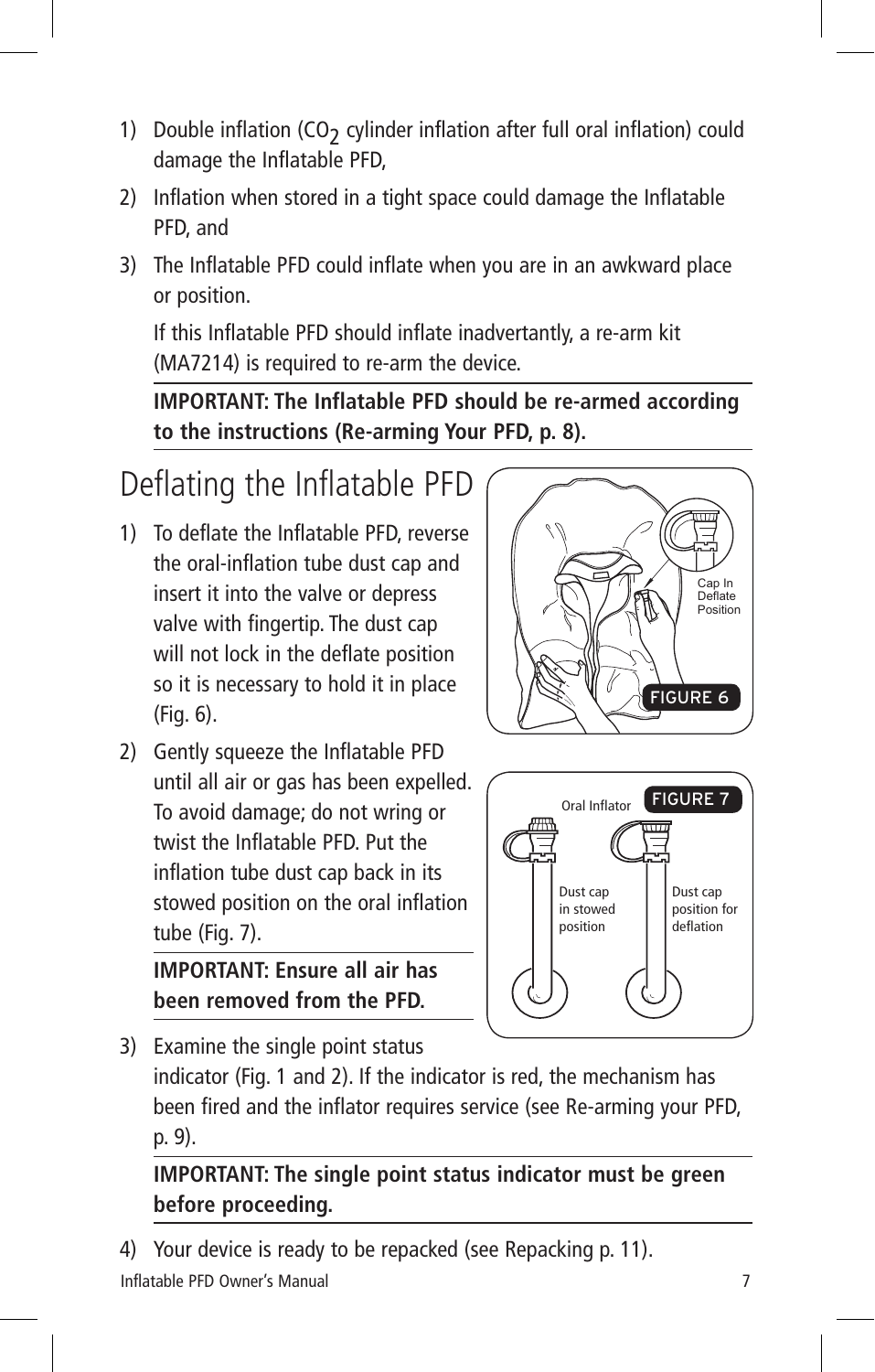1) Double inflation ($CO_2$ cylinder inflation after full oral inflation) could damage the Inflatable PFD,
2) Inflation when stored in a tight space could damage the Inflatable PFD, and
3) The Inflatable PFD could inflate when you are in an awkward place or position.

   If this Inflatable PFD should inflate inadvertantly, a re-arm kit (MA7214) is required to re-arm the device.

   **IMPORTANT: The Inflatable PFD should be re-armed according to the instructions (Re-arming Your PFD, p. 8).**

# Deflating the Inflatable PFD

1) To deflate the Inflatable PFD, reverse the oral-inflation tube dust cap and insert it into the valve or depress valve with fingertip. The dust cap will not lock in the deflate position so it is necessary to hold it in place (Fig. 6).

Cap In Deflate Position

FIGURE 6

2) Gently squeeze the Inflatable PFD until all air or gas has been expelled. To avoid damage; do not wring or twist the Inflatable PFD. Put the inflation tube dust cap back in its stowed position on the oral inflation tube (Fig. 7).

   **IMPORTANT: Ensure all air has been removed from the PFD.**

FIGURE 7

Oral Inflator

Dust cap in stowed position

Dust cap position for deflation

3) Examine the single point status indicator (Fig. 1 and 2). If the indicator is red, the mechanism has been fired and the inflator requires service (see Re-arming your PFD, p. 9).

   **IMPORTANT: The single point status indicator must be green before proceeding.**

4) Your device is ready to be repacked (see Repacking p. 11).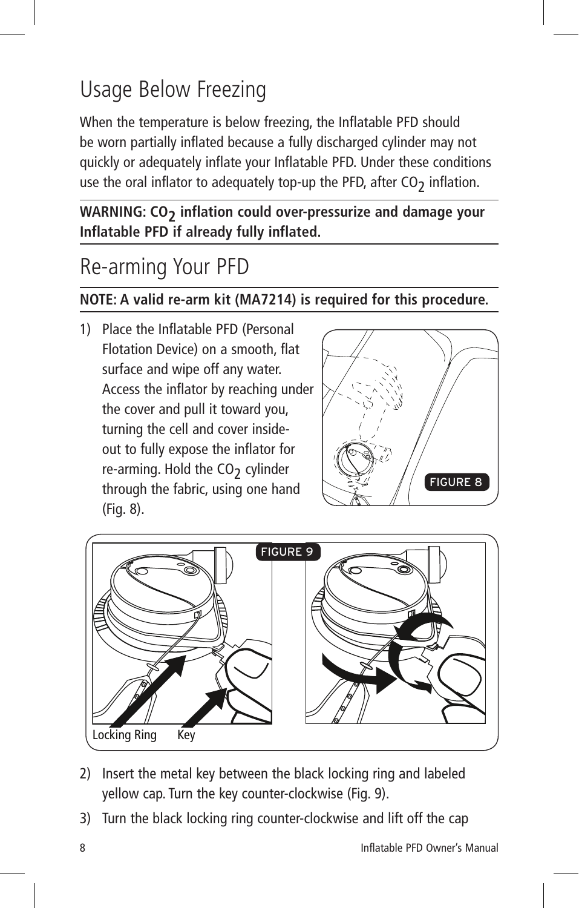## Usage Below Freezing

When the temperature is below freezing, the Inflatable PFD should be worn partially inflated because a fully discharged cylinder may not quickly or adequately inflate your Inflatable PFD. Under these conditions use the oral inflator to adequately top-up the PFD, after $CO_2$ inflation.

**WARNING: $CO_2$ inflation could over-pressurize and damage your Inflatable PFD if already fully inflated.**

## Re-arming Your PFD

**NOTE: A valid re-arm kit (MA7214) is required for this procedure.**

1) Place the Inflatable PFD (Personal Flotation Device) on a smooth, flat surface and wipe off any water. Access the inflator by reaching under the cover and pull it toward you, turning the cell and cover inside-out to fully expose the inflator for re-arming. Hold the $CO_2$ cylinder through the fabric, using one hand (Fig. 8).

FIGURE 8

FIGURE 9

Locking Ring Key

2) Insert the metal key between the black locking ring and labeled yellow cap. Turn the key counter-clockwise (Fig. 9).

3) Turn the black locking ring counter-clockwise and lift off the cap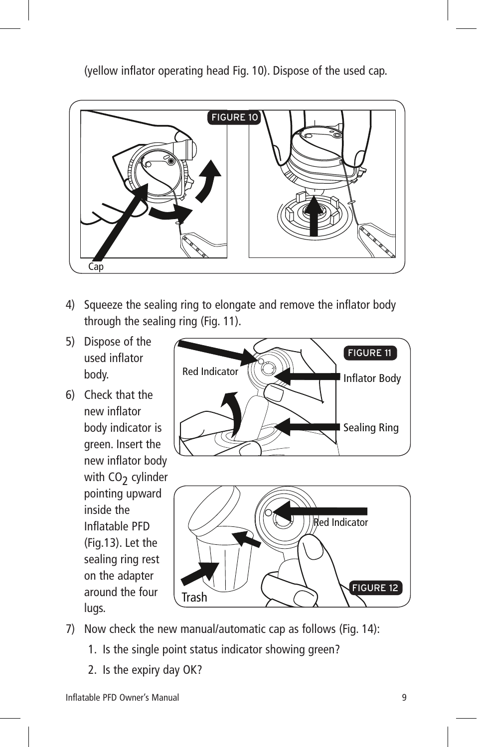(yellow inflator operating head Fig. 10). Dispose of the used cap.

FIGURE 10

Cap

4) Squeeze the sealing ring to elongate and remove the inflator body through the sealing ring (Fig. 11).

5) Dispose of the used inflator body.

6) Check that the new inflator body indicator is green. Insert the new inflator body with $CO_2$ cylinder pointing upward inside the Inflatable PFD (Fig.13). Let the sealing ring rest on the adapter around the four lugs.

FIGURE 11

Red Indicator

Inflator Body

Sealing Ring

FIGURE 12

Trash

Red Indicator

7) Now check the new manual/automatic cap as follows (Fig. 14):

   1. Is the single point status indicator showing green?
   2. Is the expiry day OK?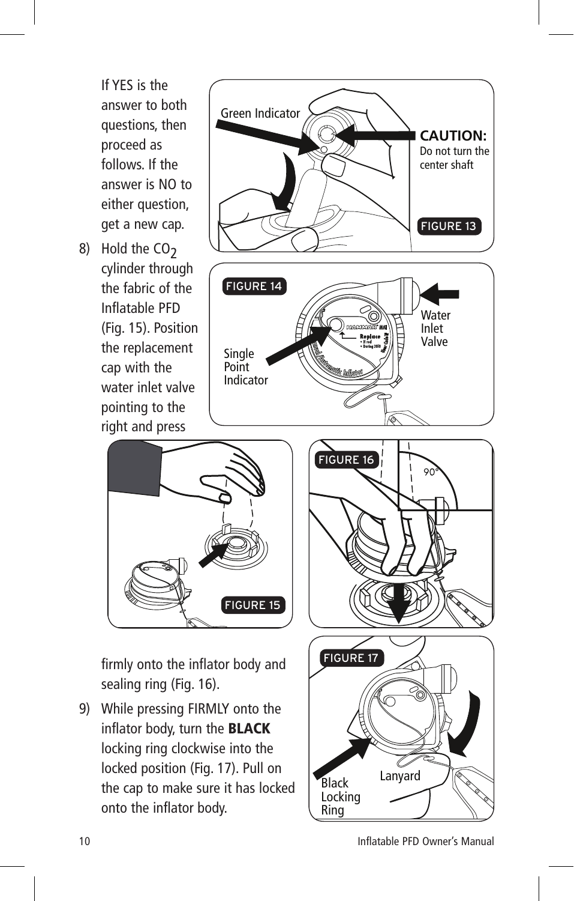If YES is the answer to both questions, then proceed as follows. If the answer is NO to either question, get a new cap.

8) Hold the $CO_2$ cylinder through the fabric of the Inflatable PFD (Fig. 15). Position the replacement cap with the water inlet valve pointing to the right and press firmly onto the inflator body and sealing ring (Fig. 16).

9) While pressing FIRMLY onto the inflator body, turn the **BLACK** locking ring clockwise into the locked position (Fig. 17). Pull on the cap to make sure it has locked onto the inflator body.

Green Indicator

**CAUTION:** Do not turn the center shaft

FIGURE 13

FIGURE 14

Single Point Indicator

Water Inlet Valve

FIGURE 15

FIGURE 16

FIGURE 17

Black Locking Ring

Lanyard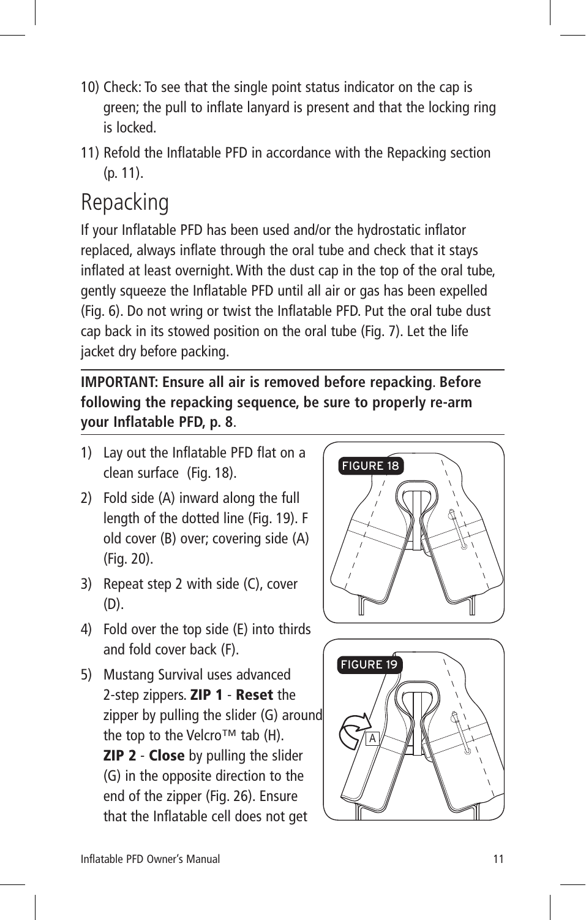10) Check: To see that the single point status indicator on the cap is green; the pull to inflate lanyard is present and that the locking ring is locked.
11) Refold the Inflatable PFD in accordance with the Repacking section (p. 11).

# Repacking

If your Inflatable PFD has been used and/or the hydrostatic inflator replaced, always inflate through the oral tube and check that it stays inflated at least overnight. With the dust cap in the top of the oral tube, gently squeeze the Inflatable PFD until all air or gas has been expelled (Fig. 6). Do not wring or twist the Inflatable PFD. Put the oral tube dust cap back in its stowed position on the oral tube (Fig. 7). Let the life jacket dry before packing.

**IMPORTANT: Ensure all air is removed before repacking. Before following the repacking sequence, be sure to properly re-arm your Inflatable PFD, p. 8.**

1) Lay out the Inflatable PFD flat on a clean surface (Fig. 18).
2) Fold side (A) inward along the full length of the dotted line (Fig. 19). Fold cover (B) over; covering side (A) (Fig. 20).
3) Repeat step 2 with side (C), cover (D).
4) Fold over the top side (E) into thirds and fold cover back (F).
5) Mustang Survival uses advanced 2-step zippers. **ZIP 1** - **Reset** the zipper by pulling the slider (G) around the top to the Velcro™ tab (H). **ZIP 2** - **Close** by pulling the slider (G) in the opposite direction to the end of the zipper (Fig. 26). Ensure that the Inflatable cell does not get

FIGURE 18

FIGURE 19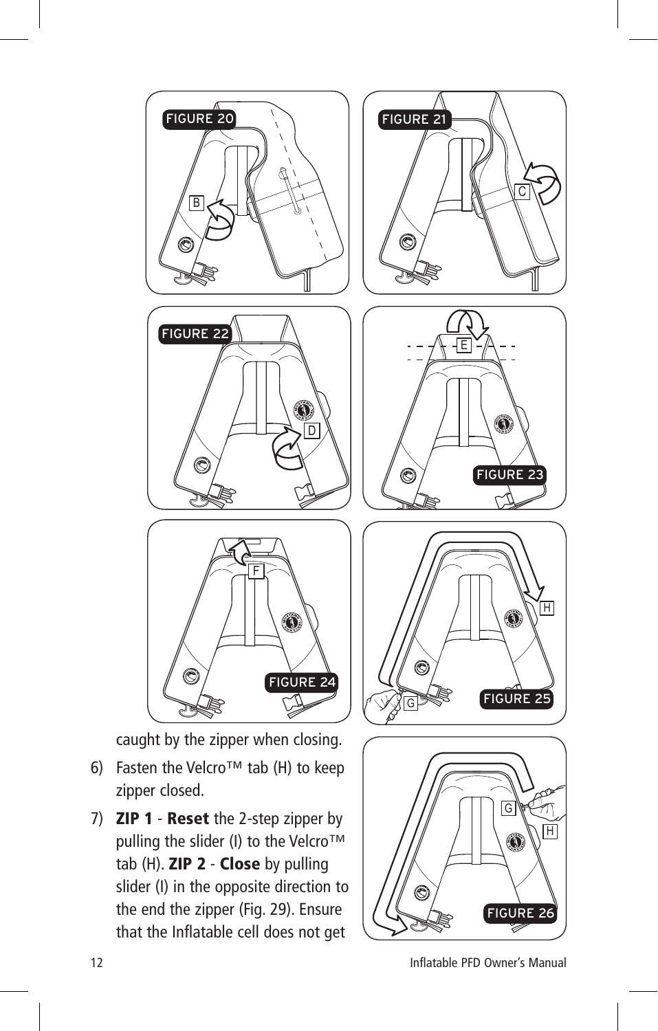FIGURE 20

FIGURE 21

FIGURE 22

FIGURE 23

FIGURE 24

FIGURE 25

FIGURE 26

caught by the zipper when closing.

6) Fasten the Velcro™ tab (H) to keep zipper closed.

7) **ZIP 1** - **Reset** the 2-step zipper by pulling the slider (I) to the Velcro™ tab (H). **ZIP 2** - **Close** by pulling slider (I) in the opposite direction to the end the zipper (Fig. 29). Ensure that the Inflatable cell does not get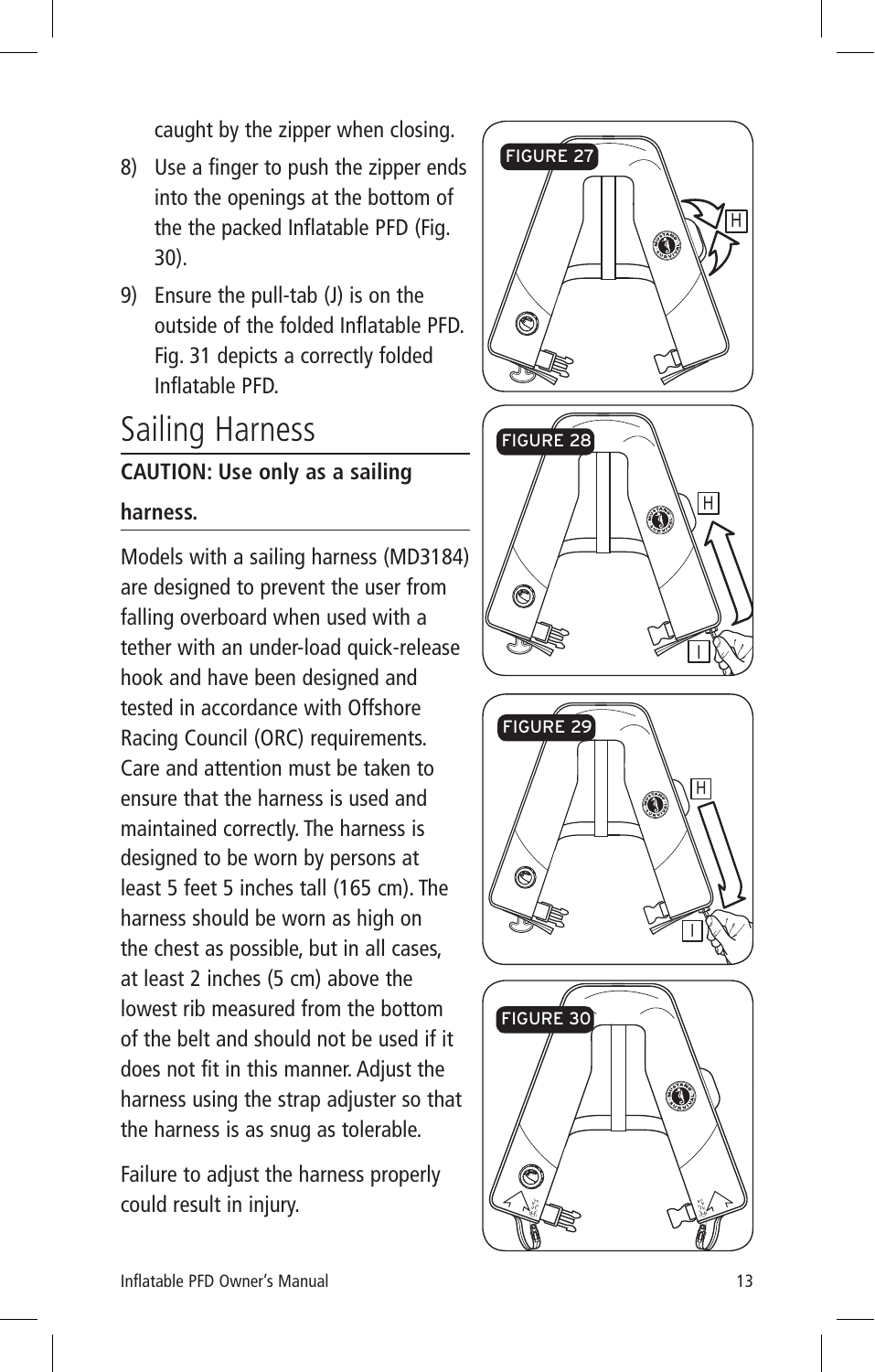caught by the zipper when closing.

8) Use a finger to push the zipper ends into the openings at the bottom of the the packed Inflatable PFD (Fig. 30).

9) Ensure the pull-tab (J) is on the outside of the folded Inflatable PFD. Fig. 31 depicts a correctly folded Inflatable PFD.

## Sailing Harness

**CAUTION: Use only as a sailing harness.**

Models with a sailing harness (MD3184) are designed to prevent the user from falling overboard when used with a tether with an under-load quick-release hook and have been designed and tested in accordance with Offshore Racing Council (ORC) requirements. Care and attention must be taken to ensure that the harness is used and maintained correctly. The harness is designed to be worn by persons at least 5 feet 5 inches tall (165 cm). The harness should be worn as high on the chest as possible, but in all cases, at least 2 inches (5 cm) above the lowest rib measured from the bottom of the belt and should not be used if it does not fit in this manner. Adjust the harness using the strap adjuster so that the harness is as snug as tolerable.

Failure to adjust the harness properly could result in injury.

FIGURE 27

FIGURE 28

FIGURE 29

FIGURE 30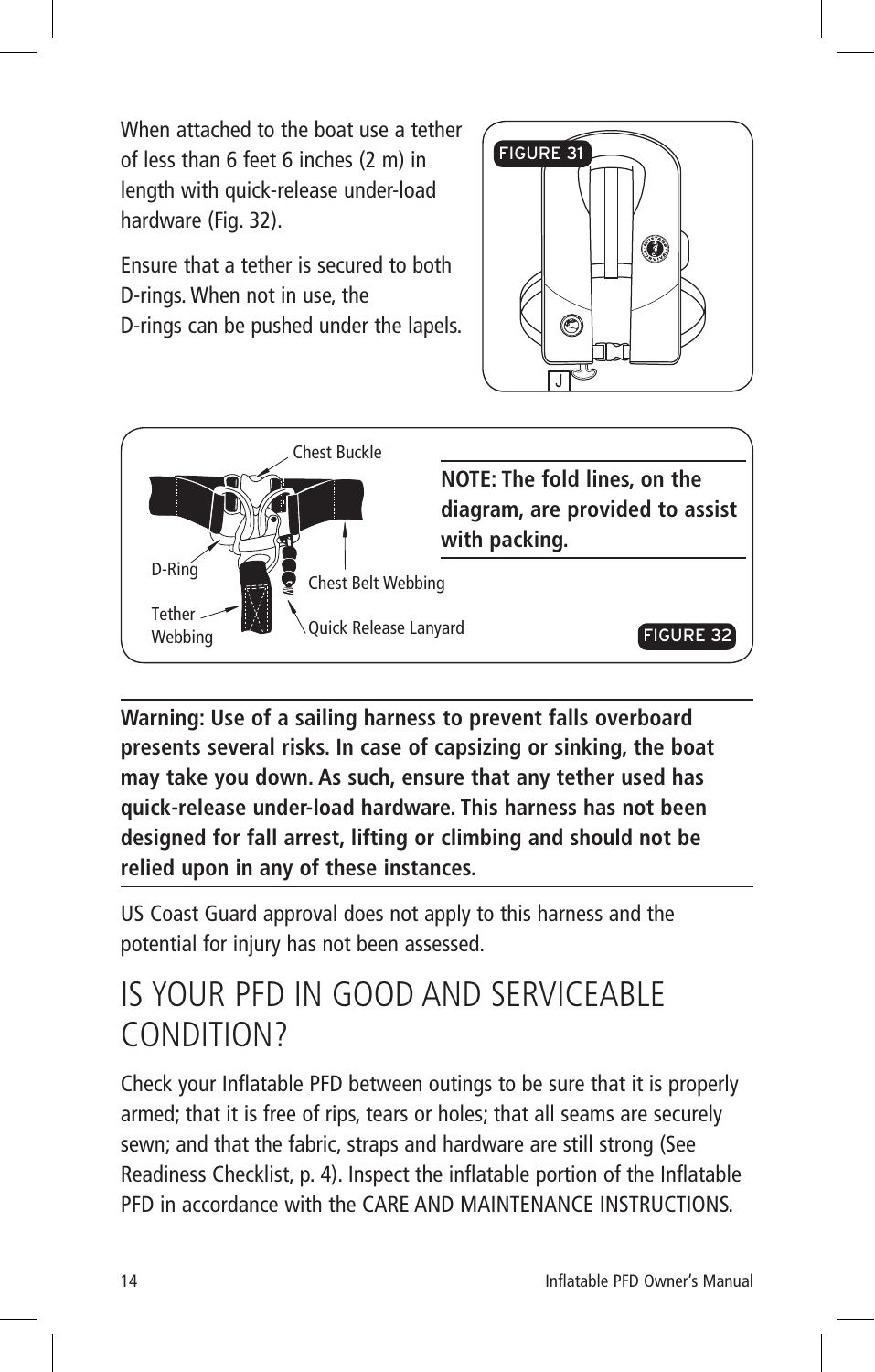When attached to the boat use a tether of less than 6 feet 6 inches (2 m) in length with quick-release under-load hardware (Fig. 32).

Ensure that a tether is secured to both D-rings. When not in use, the D-rings can be pushed under the lapels.

FIGURE 31

J

Chest Buckle

D-Ring

Chest Belt Webbing

Tether Webbing

Quick Release Lanyard

**NOTE: The fold lines, on the diagram, are provided to assist with packing.**

FIGURE 32

**Warning: Use of a sailing harness to prevent falls overboard presents several risks. In case of capsizing or sinking, the boat may take you down. As such, ensure that any tether used has quick-release under-load hardware. This harness has not been designed for fall arrest, lifting or climbing and should not be relied upon in any of these instances.**

US Coast Guard approval does not apply to this harness and the potential for injury has not been assessed.

# IS YOUR PFD IN GOOD AND SERVICEABLE CONDITION?

Check your Inflatable PFD between outings to be sure that it is properly armed; that it is free of rips, tears or holes; that all seams are securely sewn; and that the fabric, straps and hardware are still strong (See Readiness Checklist, p. 4). Inspect the inflatable portion of the Inflatable PFD in accordance with the CARE AND MAINTENANCE INSTRUCTIONS.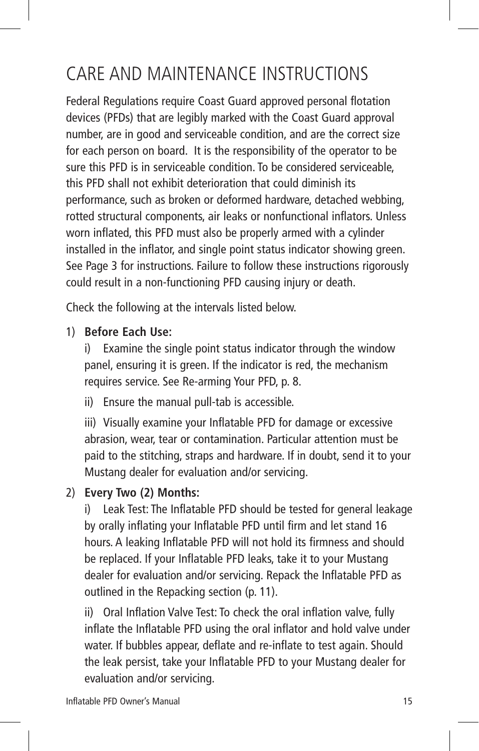# CARE AND MAINTENANCE INSTRUCTIONS

Federal Regulations require Coast Guard approved personal flotation devices (PFDs) that are legibly marked with the Coast Guard approval number, are in good and serviceable condition, and are the correct size for each person on board. It is the responsibility of the operator to be sure this PFD is in serviceable condition. To be considered serviceable, this PFD shall not exhibit deterioration that could diminish its performance, such as broken or deformed hardware, detached webbing, rotted structural components, air leaks or nonfunctional inflators. Unless worn inflated, this PFD must also be properly armed with a cylinder installed in the inflator, and single point status indicator showing green. See Page 3 for instructions. Failure to follow these instructions rigorously could result in a non-functioning PFD causing injury or death.

Check the following at the intervals listed below.

1) **Before Each Use:**

   i) Examine the single point status indicator through the window panel, ensuring it is green. If the indicator is red, the mechanism requires service. See Re-arming Your PFD, p. 8.

   ii) Ensure the manual pull-tab is accessible.

   iii) Visually examine your Inflatable PFD for damage or excessive abrasion, wear, tear or contamination. Particular attention must be paid to the stitching, straps and hardware. If in doubt, send it to your Mustang dealer for evaluation and/or servicing.

2) **Every Two (2) Months:**

   i) Leak Test: The Inflatable PFD should be tested for general leakage by orally inflating your Inflatable PFD until firm and let stand 16 hours. A leaking Inflatable PFD will not hold its firmness and should be replaced. If your Inflatable PFD leaks, take it to your Mustang dealer for evaluation and/or servicing. Repack the Inflatable PFD as outlined in the Repacking section (p. 11).

   ii) Oral Inflation Valve Test: To check the oral inflation valve, fully inflate the Inflatable PFD using the oral inflator and hold valve under water. If bubbles appear, deflate and re-inflate to test again. Should the leak persist, take your Inflatable PFD to your Mustang dealer for evaluation and/or servicing.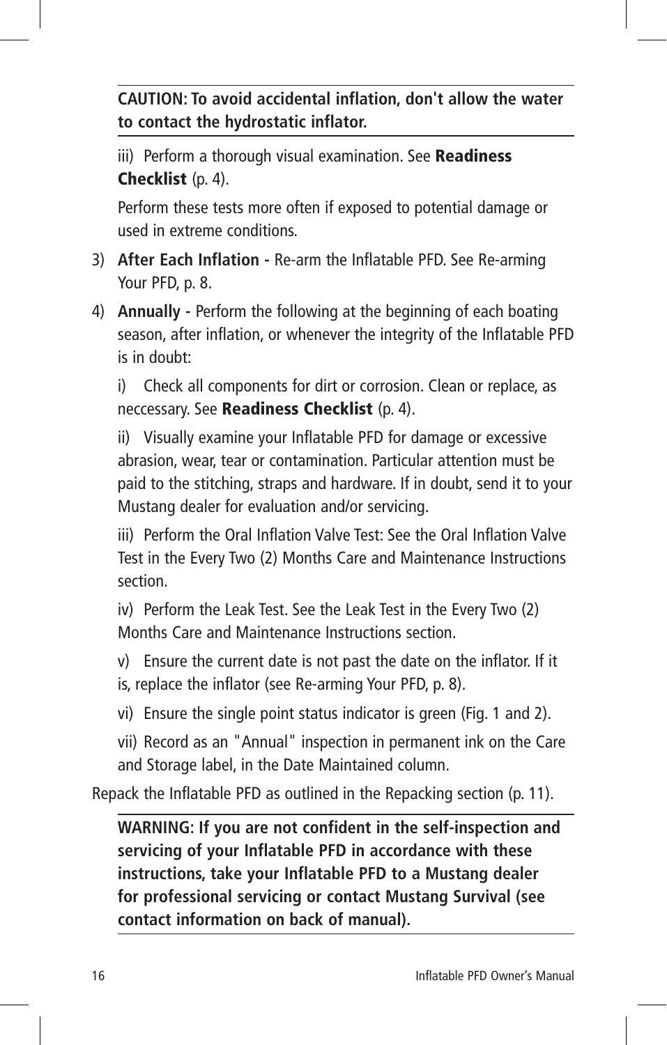**CAUTION: To avoid accidental inflation, don't allow the water to contact the hydrostatic inflator.**

iii) Perform a thorough visual examination. See **Readiness Checklist** (p. 4).

Perform these tests more often if exposed to potential damage or used in extreme conditions.

3) **After Each Inflation -** Re-arm the Inflatable PFD. See Re-arming Your PFD, p. 8.

4) **Annually -** Perform the following at the beginning of each boating season, after inflation, or whenever the integrity of the Inflatable PFD is in doubt:

   i) Check all components for dirt or corrosion. Clean or replace, as neccessary. See **Readiness Checklist** (p. 4).

   ii) Visually examine your Inflatable PFD for damage or excessive abrasion, wear, tear or contamination. Particular attention must be paid to the stitching, straps and hardware. If in doubt, send it to your Mustang dealer for evaluation and/or servicing.

   iii) Perform the Oral Inflation Valve Test: See the Oral Inflation Valve Test in the Every Two (2) Months Care and Maintenance Instructions section.

   iv) Perform the Leak Test. See the Leak Test in the Every Two (2) Months Care and Maintenance Instructions section.

   v) Ensure the current date is not past the date on the inflator. If it is, replace the inflator (see Re-arming Your PFD, p. 8).

   vi) Ensure the single point status indicator is green (Fig. 1 and 2).

   vii) Record as an "Annual" inspection in permanent ink on the Care and Storage label, in the Date Maintained column.

Repack the Inflatable PFD as outlined in the Repacking section (p. 11).

**WARNING: If you are not confident in the self-inspection and servicing of your Inflatable PFD in accordance with these instructions, take your Inflatable PFD to a Mustang dealer for professional servicing or contact Mustang Survival (see contact information on back of manual).**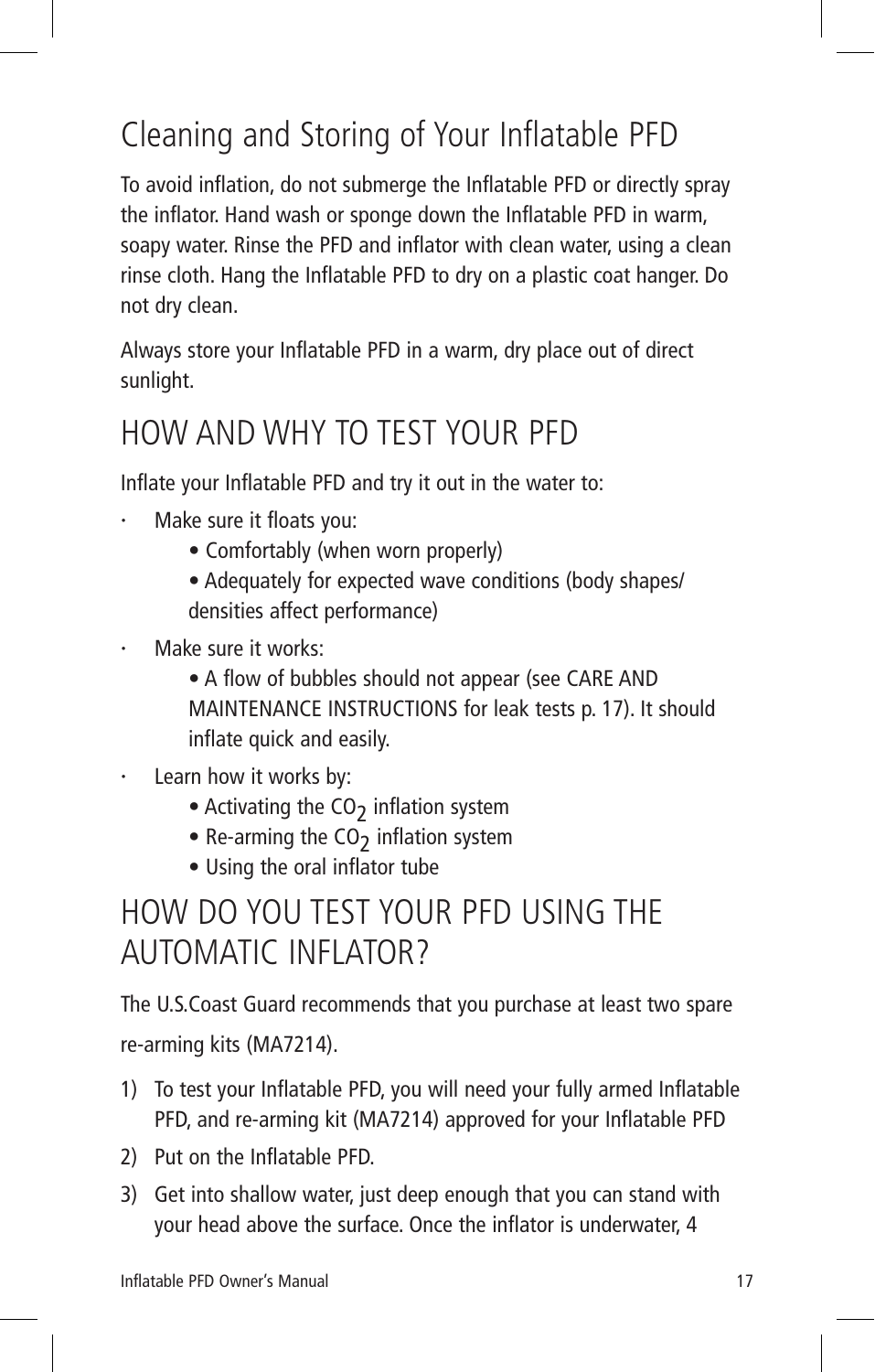## Cleaning and Storing of Your Inflatable PFD

To avoid inflation, do not submerge the Inflatable PFD or directly spray the inflator. Hand wash or sponge down the Inflatable PFD in warm, soapy water. Rinse the PFD and inflator with clean water, using a clean rinse cloth. Hang the Inflatable PFD to dry on a plastic coat hanger. Do not dry clean.

Always store your Inflatable PFD in a warm, dry place out of direct sunlight.

## HOW AND WHY TO TEST YOUR PFD

Inflate your Inflatable PFD and try it out in the water to:

- Make sure it floats you:
  - Comfortably (when worn properly)
  - Adequately for expected wave conditions (body shapes/ densities affect performance)
- Make sure it works:
  - A flow of bubbles should not appear (see CARE AND MAINTENANCE INSTRUCTIONS for leak tests p. 17). It should inflate quick and easily.
- Learn how it works by:
  - Activating the $CO_2$ inflation system
  - Re-arming the $CO_2$ inflation system
  - Using the oral inflator tube

## HOW DO YOU TEST YOUR PFD USING THE AUTOMATIC INFLATOR?

The U.S.Coast Guard recommends that you purchase at least two spare re-arming kits (MA7214).

1) To test your Inflatable PFD, you will need your fully armed Inflatable PFD, and re-arming kit (MA7214) approved for your Inflatable PFD
2) Put on the Inflatable PFD.
3) Get into shallow water, just deep enough that you can stand with your head above the surface. Once the inflator is underwater, 4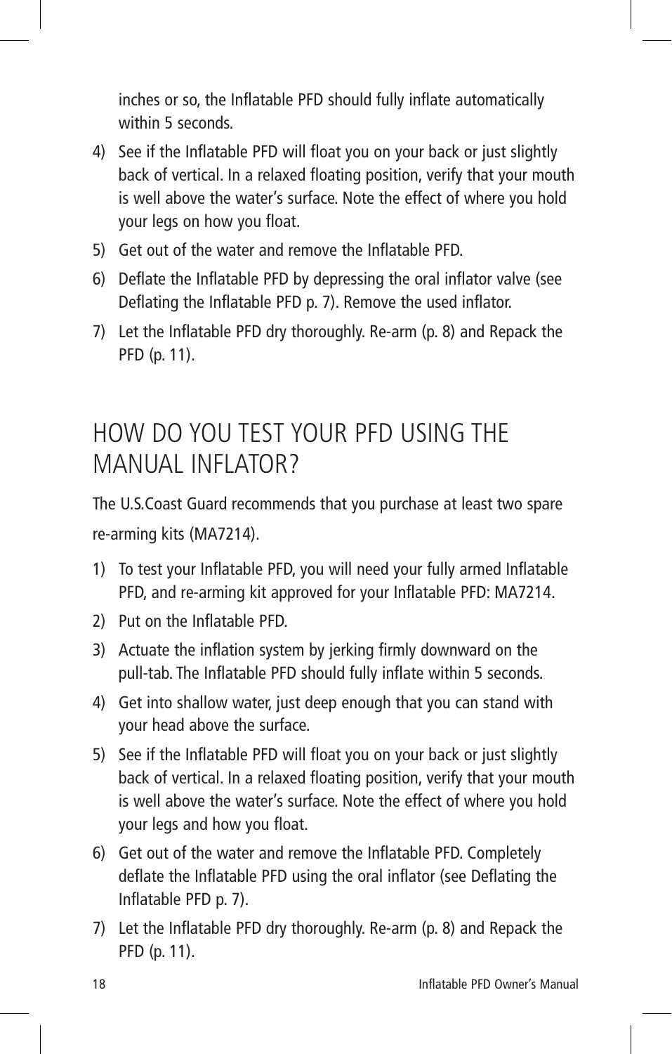inches or so, the Inflatable PFD should fully inflate automatically within 5 seconds.

4) See if the Inflatable PFD will float you on your back or just slightly back of vertical. In a relaxed floating position, verify that your mouth is well above the water's surface. Note the effect of where you hold your legs on how you float.
5) Get out of the water and remove the Inflatable PFD.
6) Deflate the Inflatable PFD by depressing the oral inflator valve (see Deflating the Inflatable PFD p. 7). Remove the used inflator.
7) Let the Inflatable PFD dry thoroughly. Re-arm (p. 8) and Repack the PFD (p. 11).

## HOW DO YOU TEST YOUR PFD USING THE MANUAL INFLATOR?

The U.S.Coast Guard recommends that you purchase at least two spare re-arming kits (MA7214).

1) To test your Inflatable PFD, you will need your fully armed Inflatable PFD, and re-arming kit approved for your Inflatable PFD: MA7214.
2) Put on the Inflatable PFD.
3) Actuate the inflation system by jerking firmly downward on the pull-tab. The Inflatable PFD should fully inflate within 5 seconds.
4) Get into shallow water, just deep enough that you can stand with your head above the surface.
5) See if the Inflatable PFD will float you on your back or just slightly back of vertical. In a relaxed floating position, verify that your mouth is well above the water's surface. Note the effect of where you hold your legs and how you float.
6) Get out of the water and remove the Inflatable PFD. Completely deflate the Inflatable PFD using the oral inflator (see Deflating the Inflatable PFD p. 7).
7) Let the Inflatable PFD dry thoroughly. Re-arm (p. 8) and Repack the PFD (p. 11).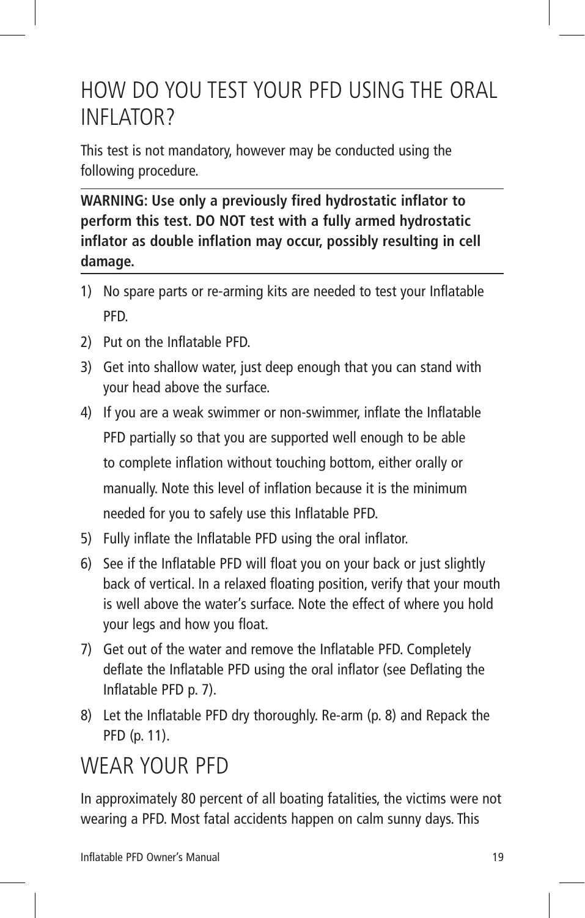# HOW DO YOU TEST YOUR PFD USING THE ORAL INFLATOR?

This test is not mandatory, however may be conducted using the following procedure.

**WARNING: Use only a previously fired hydrostatic inflator to perform this test. DO NOT test with a fully armed hydrostatic inflator as double inflation may occur, possibly resulting in cell damage.**

1) No spare parts or re-arming kits are needed to test your Inflatable PFD.
2) Put on the Inflatable PFD.
3) Get into shallow water, just deep enough that you can stand with your head above the surface.
4) If you are a weak swimmer or non-swimmer, inflate the Inflatable PFD partially so that you are supported well enough to be able to complete inflation without touching bottom, either orally or manually. Note this level of inflation because it is the minimum needed for you to safely use this Inflatable PFD.
5) Fully inflate the Inflatable PFD using the oral inflator.
6) See if the Inflatable PFD will float you on your back or just slightly back of vertical. In a relaxed floating position, verify that your mouth is well above the water's surface. Note the effect of where you hold your legs and how you float.
7) Get out of the water and remove the Inflatable PFD. Completely deflate the Inflatable PFD using the oral inflator (see Deflating the Inflatable PFD p. 7).
8) Let the Inflatable PFD dry thoroughly. Re-arm (p. 8) and Repack the PFD (p. 11).

# WEAR YOUR PFD

In approximately 80 percent of all boating fatalities, the victims were not wearing a PFD. Most fatal accidents happen on calm sunny days. This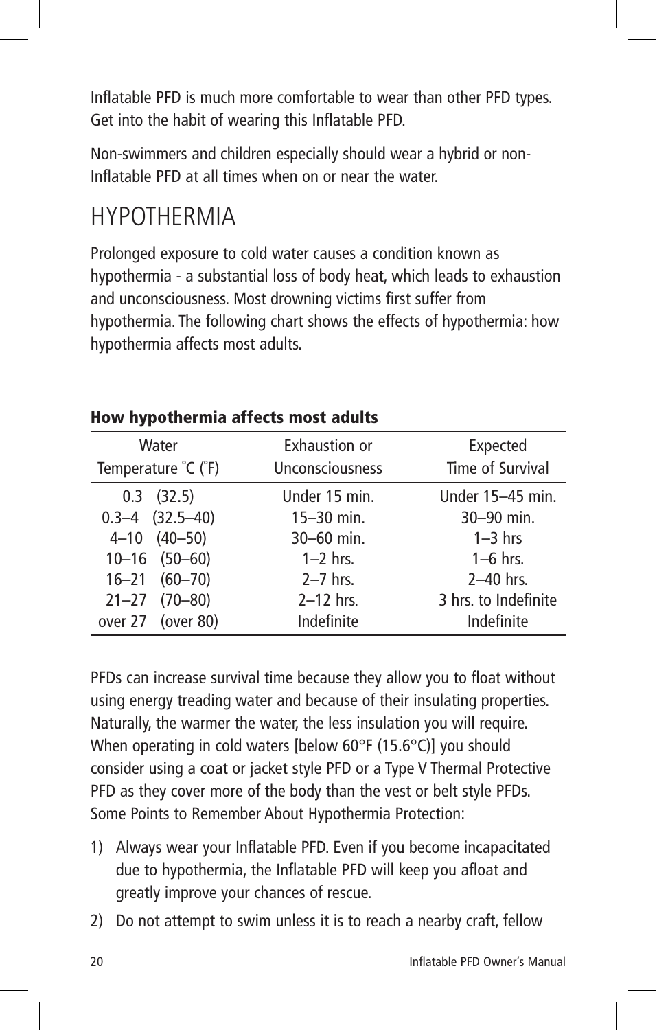Inflatable PFD is much more comfortable to wear than other PFD types. Get into the habit of wearing this Inflatable PFD.

Non-swimmers and children especially should wear a hybrid or non-Inflatable PFD at all times when on or near the water.

# HYPOTHERMIA

Prolonged exposure to cold water causes a condition known as hypothermia - a substantial loss of body heat, which leads to exhaustion and unconsciousness. Most drowning victims first suffer from hypothermia. The following chart shows the effects of hypothermia: how hypothermia affects most adults.

**How hypothermia affects most adults**

| Water Temperature ˚C (˚F) | Exhaustion or Unconsciousness | Expected Time of Survival |
|---|---|---|
| 0.3 (32.5) | Under 15 min. | Under 15–45 min. |
| 0.3–4 (32.5–40) | 15–30 min. | 30–90 min. |
| 4–10 (40–50) | 30–60 min. | 1–3 hrs |
| 10–16 (50–60) | 1–2 hrs. | 1–6 hrs. |
| 16–21 (60–70) | 2–7 hrs. | 2–40 hrs. |
| 21–27 (70–80) | 2–12 hrs. | 3 hrs. to Indefinite |
| over 27 (over 80) | Indefinite | Indefinite |

PFDs can increase survival time because they allow you to float without using energy treading water and because of their insulating properties. Naturally, the warmer the water, the less insulation you will require. When operating in cold waters [below 60°F (15.6°C)] you should consider using a coat or jacket style PFD or a Type V Thermal Protective PFD as they cover more of the body than the vest or belt style PFDs. Some Points to Remember About Hypothermia Protection:

1) Always wear your Inflatable PFD. Even if you become incapacitated due to hypothermia, the Inflatable PFD will keep you afloat and greatly improve your chances of rescue.
2) Do not attempt to swim unless it is to reach a nearby craft, fellow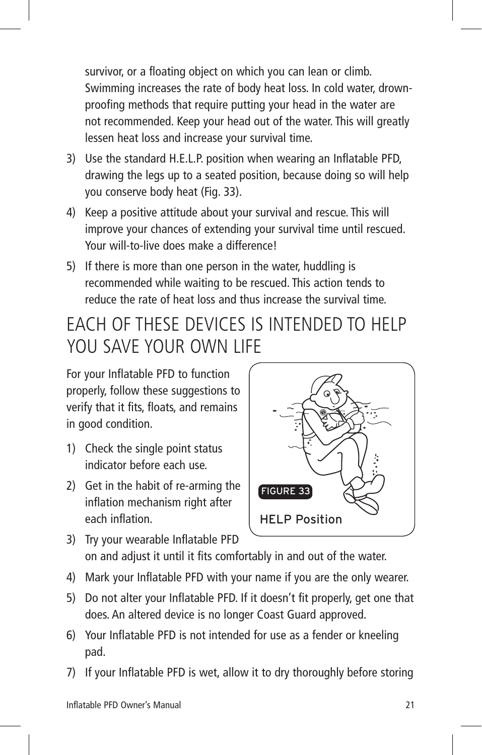survivor, or a floating object on which you can lean or climb. Swimming increases the rate of body heat loss. In cold water, drown-proofing methods that require putting your head in the water are not recommended. Keep your head out of the water. This will greatly lessen heat loss and increase your survival time.

3) Use the standard H.E.L.P. position when wearing an Inflatable PFD, drawing the legs up to a seated position, because doing so will help you conserve body heat (Fig. 33).
4) Keep a positive attitude about your survival and rescue. This will improve your chances of extending your survival time until rescued. Your will-to-live does make a difference!
5) If there is more than one person in the water, huddling is recommended while waiting to be rescued. This action tends to reduce the rate of heat loss and thus increase the survival time.

## EACH OF THESE DEVICES IS INTENDED TO HELP YOU SAVE YOUR OWN LIFE

For your Inflatable PFD to function properly, follow these suggestions to verify that it fits, floats, and remains in good condition.

FIGURE 33

HELP Position

1) Check the single point status indicator before each use.
2) Get in the habit of re-arming the inflation mechanism right after each inflation.
3) Try your wearable Inflatable PFD on and adjust it until it fits comfortably in and out of the water.
4) Mark your Inflatable PFD with your name if you are the only wearer.
5) Do not alter your Inflatable PFD. If it doesn't fit properly, get one that does. An altered device is no longer Coast Guard approved.
6) Your Inflatable PFD is not intended for use as a fender or kneeling pad.
7) If your Inflatable PFD is wet, allow it to dry thoroughly before storing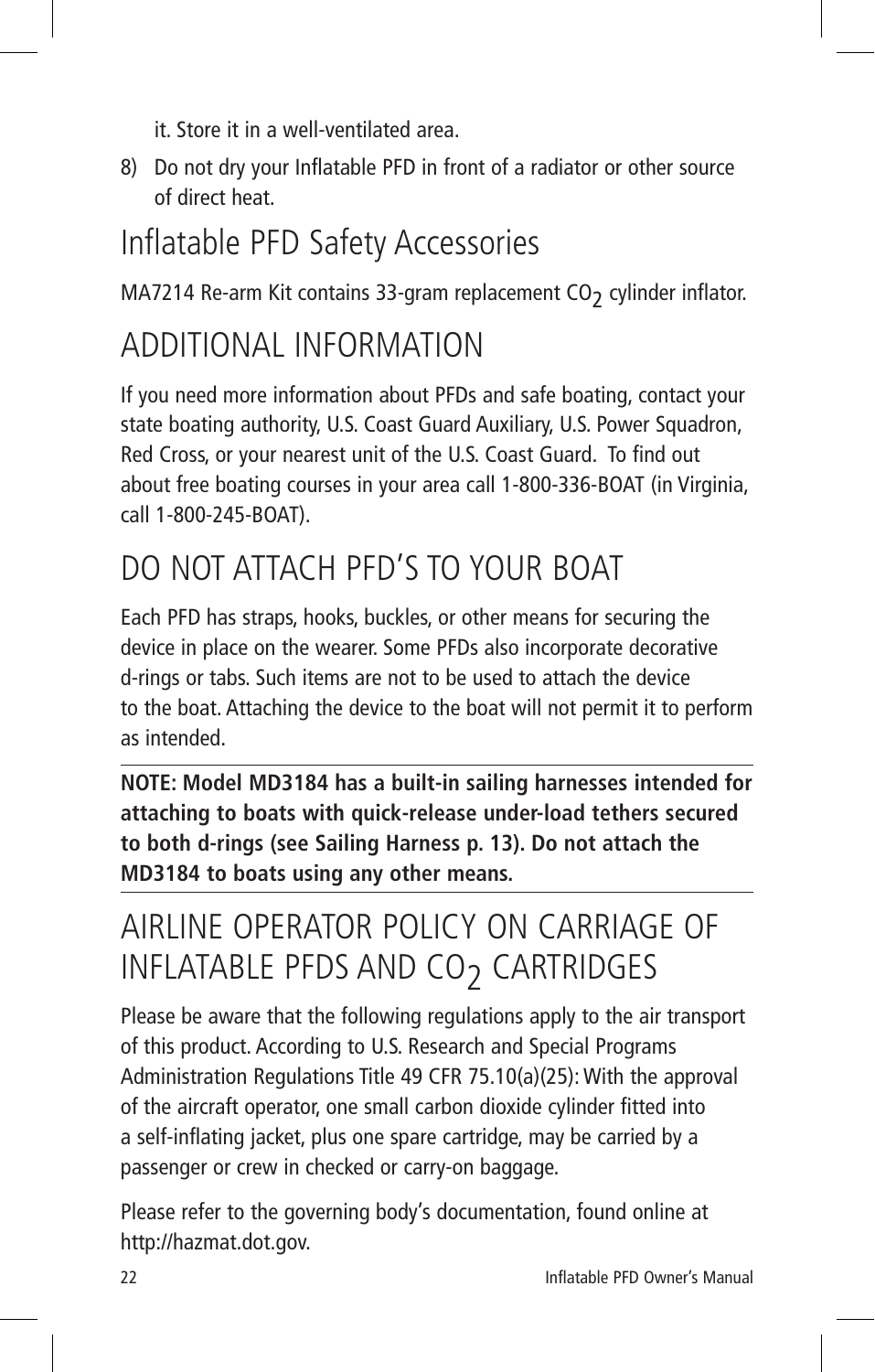it. Store it in a well-ventilated area.

8) Do not dry your Inflatable PFD in front of a radiator or other source of direct heat.

## Inflatable PFD Safety Accessories

MA7214 Re-arm Kit contains 33-gram replacement $CO_2$ cylinder inflator.

## ADDITIONAL INFORMATION

If you need more information about PFDs and safe boating, contact your state boating authority, U.S. Coast Guard Auxiliary, U.S. Power Squadron, Red Cross, or your nearest unit of the U.S. Coast Guard. To find out about free boating courses in your area call 1-800-336-BOAT (in Virginia, call 1-800-245-BOAT).

## DO NOT ATTACH PFD'S TO YOUR BOAT

Each PFD has straps, hooks, buckles, or other means for securing the device in place on the wearer. Some PFDs also incorporate decorative d-rings or tabs. Such items are not to be used to attach the device to the boat. Attaching the device to the boat will not permit it to perform as intended.

---

**NOTE: Model MD3184 has a built-in sailing harnesses intended for attaching to boats with quick-release under-load tethers secured to both d-rings (see Sailing Harness p. 13). Do not attach the MD3184 to boats using any other means.**

---

## AIRLINE OPERATOR POLICY ON CARRIAGE OF INFLATABLE PFDS AND $CO_2$ CARTRIDGES

Please be aware that the following regulations apply to the air transport of this product. According to U.S. Research and Special Programs Administration Regulations Title 49 CFR 75.10(a)(25): With the approval of the aircraft operator, one small carbon dioxide cylinder fitted into a self-inflating jacket, plus one spare cartridge, may be carried by a passenger or crew in checked or carry-on baggage.

Please refer to the governing body's documentation, found online at http://hazmat.dot.gov.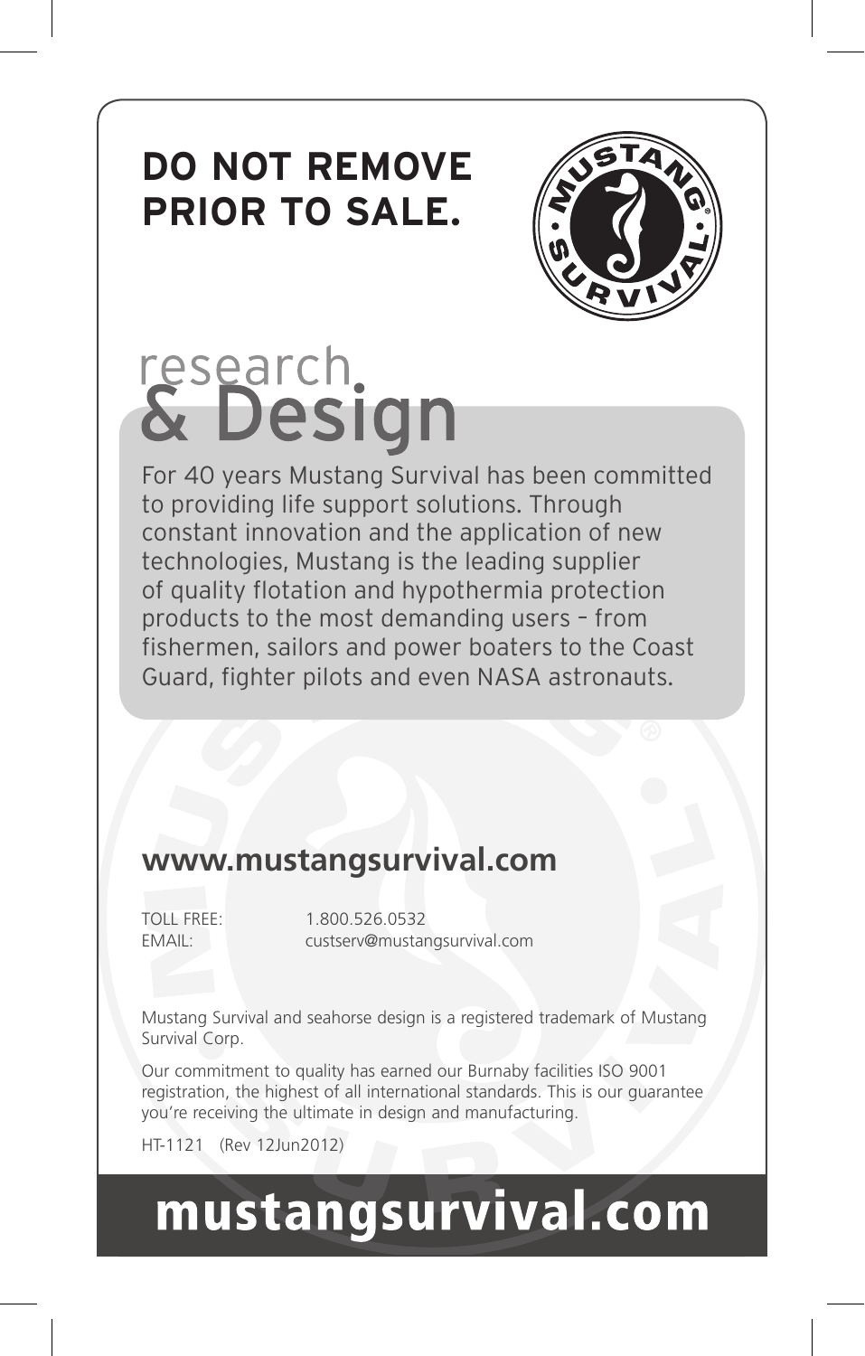**DO NOT REMOVE PRIOR TO SALE.**

# research & Design

For 40 years Mustang Survival has been committed to providing life support solutions. Through constant innovation and the application of new technologies, Mustang is the leading supplier of quality flotation and hypothermia protection products to the most demanding users – from fishermen, sailors and power boaters to the Coast Guard, fighter pilots and even NASA astronauts.

## www.mustangsurvival.com

TOLL FREE: 1.800.526.0532
EMAIL: custserv@mustangsurvival.com

Mustang Survival and seahorse design is a registered trademark of Mustang Survival Corp.

Our commitment to quality has earned our Burnaby facilities ISO 9001 registration, the highest of all international standards. This is our guarantee you're receiving the ultimate in design and manufacturing.

HT-1121 (Rev 12Jun2012)

**mustangsurvival.com**